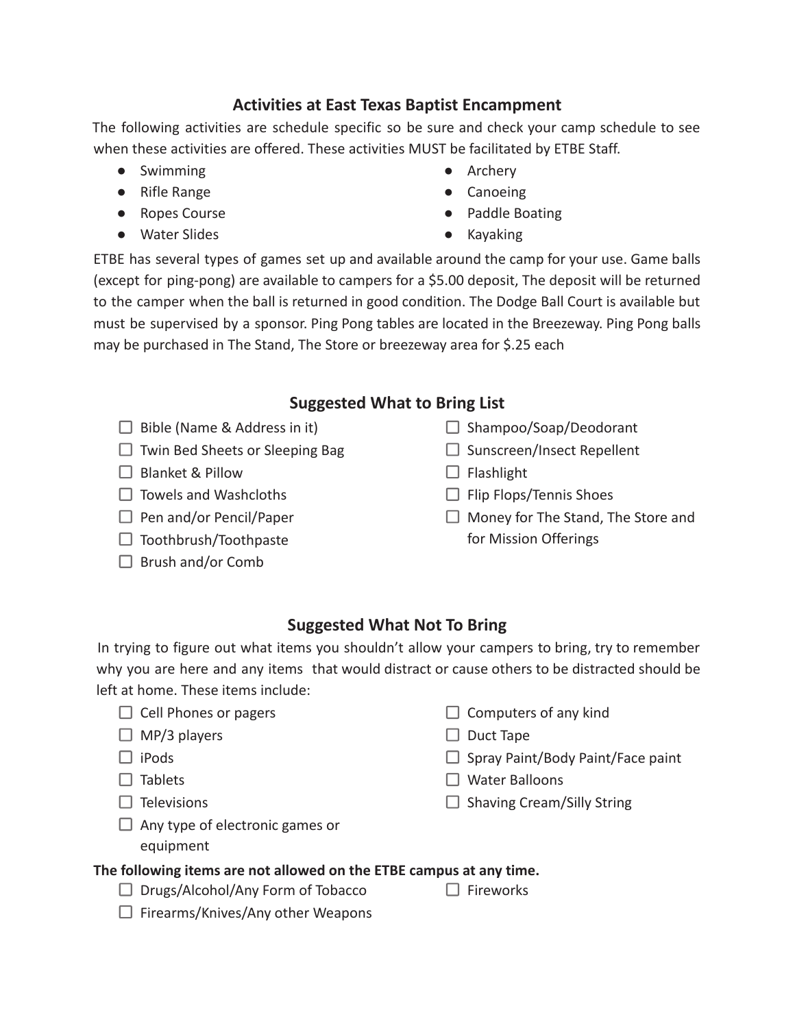## Activities at East Texas Baptist Encampment

The following activities are schedule specific so be sure and check your camp schedule to see when these activities are offered. These activities MUST be facilitated by ETBE Staff.

- Swimming
- Rifle Range
- Ropes Course
- Water Slides
- Archery
- Canoeing
- Paddle Boating
- Kayaking

ETBE has several types of games set up and available around the camp for your use. Game balls (except for ping-pong) are available to campers for a $5.00 deposit, The deposit will be returned to the camper when the ball is returned in good condition. The Dodge Ball Court is available but must be supervised by a sponsor. Ping Pong tables are located in the Breezeway. Ping Pong balls may be purchased in The Stand, The Store or breezeway area for $.25 each

## Suggested What to Bring List

- ☐ Bible (Name & Address in it)
- ☐ Twin Bed Sheets or Sleeping Bag
- ☐ Blanket & Pillow
- ☐ Towels and Washcloths
- ☐ Pen and/or Pencil/Paper
- ☐ Toothbrush/Toothpaste
- ☐ Brush and/or Comb
- ☐ Shampoo/Soap/Deodorant
- ☐ Sunscreen/Insect Repellent
- ☐ Flashlight
- ☐ Flip Flops/Tennis Shoes
- ☐ Money for The Stand, The Store and for Mission Offerings

## Suggested What Not To Bring

In trying to figure out what items you shouldn't allow your campers to bring, try to remember why you are here and any items that would distract or cause others to be distracted should be left at home. These items include:

- ☐ Cell Phones or pagers
- ☐ MP/3 players
- ☐ iPods
- ☐ Tablets
- ☐ Televisions
- ☐ Any type of electronic games or equipment
- ☐ Computers of any kind
- ☐ Duct Tape
- ☐ Spray Paint/Body Paint/Face paint
- ☐ Water Balloons
- ☐ Shaving Cream/Silly String

**The following items are not allowed on the ETBE campus at any time.**

- ☐ Drugs/Alcohol/Any Form of Tobacco
- ☐ Firearms/Knives/Any other Weapons
- ☐ Fireworks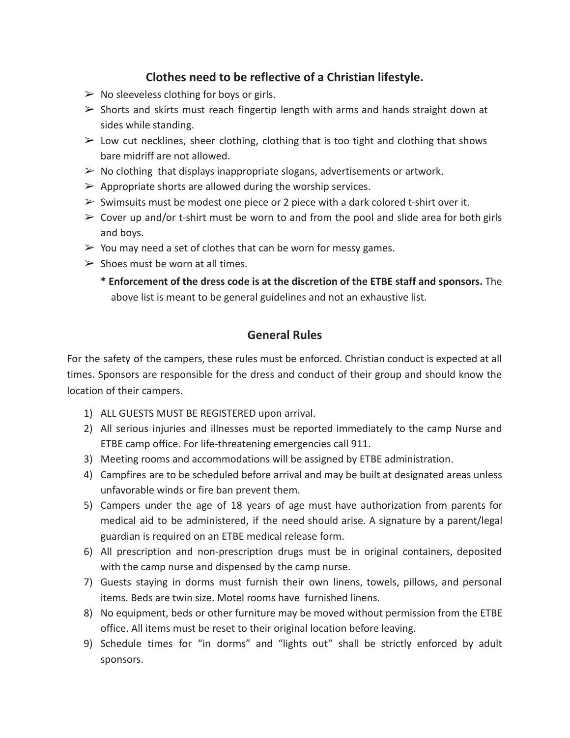## Clothes need to be reflective of a Christian lifestyle.

- No sleeveless clothing for boys or girls.
- Shorts and skirts must reach fingertip length with arms and hands straight down at sides while standing.
- Low cut necklines, sheer clothing, clothing that is too tight and clothing that shows bare midriff are not allowed.
- No clothing that displays inappropriate slogans, advertisements or artwork.
- Appropriate shorts are allowed during the worship services.
- Swimsuits must be modest one piece or 2 piece with a dark colored t-shirt over it.
- Cover up and/or t-shirt must be worn to and from the pool and slide area for both girls and boys.
- You may need a set of clothes that can be worn for messy games.
- Shoes must be worn at all times.

  **\* Enforcement of the dress code is at the discretion of the ETBE staff and sponsors.** The above list is meant to be general guidelines and not an exhaustive list.

## General Rules

For the safety of the campers, these rules must be enforced. Christian conduct is expected at all times. Sponsors are responsible for the dress and conduct of their group and should know the location of their campers.

1) ALL GUESTS MUST BE REGISTERED upon arrival.
2) All serious injuries and illnesses must be reported immediately to the camp Nurse and ETBE camp office. For life-threatening emergencies call 911.
3) Meeting rooms and accommodations will be assigned by ETBE administration.
4) Campfires are to be scheduled before arrival and may be built at designated areas unless unfavorable winds or fire ban prevent them.
5) Campers under the age of 18 years of age must have authorization from parents for medical aid to be administered, if the need should arise. A signature by a parent/legal guardian is required on an ETBE medical release form.
6) All prescription and non-prescription drugs must be in original containers, deposited with the camp nurse and dispensed by the camp nurse.
7) Guests staying in dorms must furnish their own linens, towels, pillows, and personal items. Beds are twin size. Motel rooms have furnished linens.
8) No equipment, beds or other furniture may be moved without permission from the ETBE office. All items must be reset to their original location before leaving.
9) Schedule times for "in dorms" and "lights out" shall be strictly enforced by adult sponsors.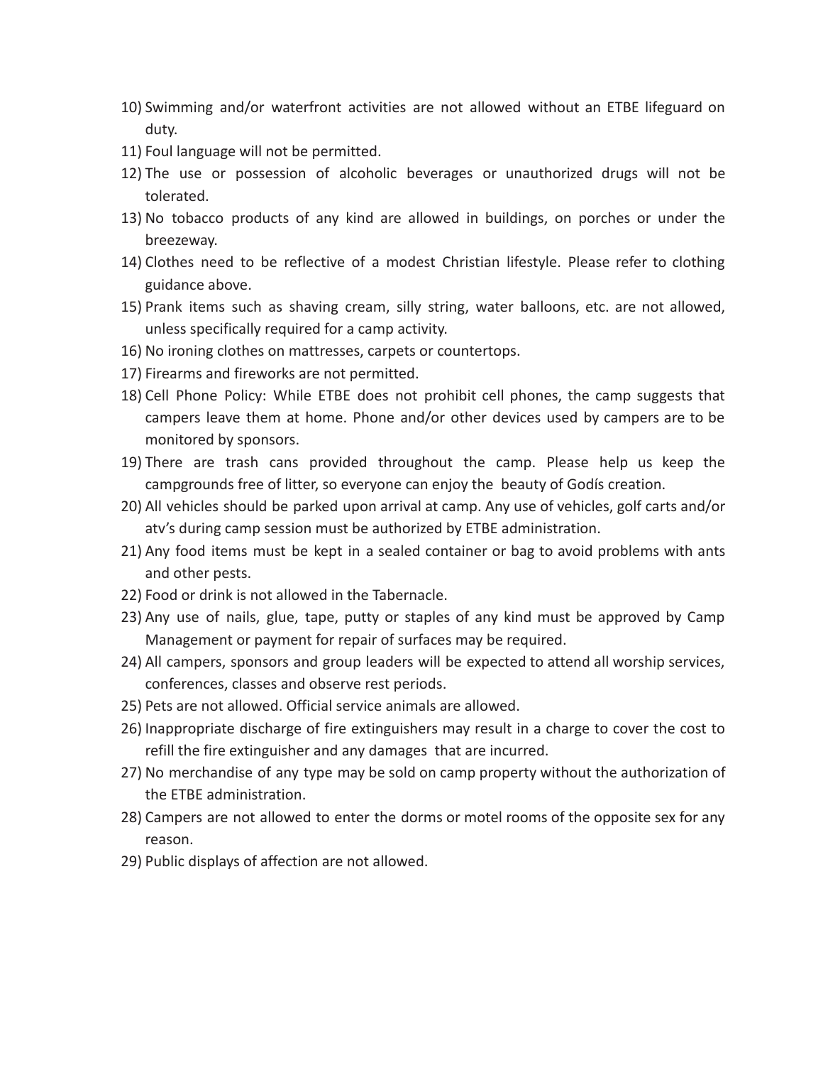10) Swimming and/or waterfront activities are not allowed without an ETBE lifeguard on duty.
11) Foul language will not be permitted.
12) The use or possession of alcoholic beverages or unauthorized drugs will not be tolerated.
13) No tobacco products of any kind are allowed in buildings, on porches or under the breezeway.
14) Clothes need to be reflective of a modest Christian lifestyle. Please refer to clothing guidance above.
15) Prank items such as shaving cream, silly string, water balloons, etc. are not allowed, unless specifically required for a camp activity.
16) No ironing clothes on mattresses, carpets or countertops.
17) Firearms and fireworks are not permitted.
18) Cell Phone Policy: While ETBE does not prohibit cell phones, the camp suggests that campers leave them at home. Phone and/or other devices used by campers are to be monitored by sponsors.
19) There are trash cans provided throughout the camp. Please help us keep the campgrounds free of litter, so everyone can enjoy the beauty of Godís creation.
20) All vehicles should be parked upon arrival at camp. Any use of vehicles, golf carts and/or atv's during camp session must be authorized by ETBE administration.
21) Any food items must be kept in a sealed container or bag to avoid problems with ants and other pests.
22) Food or drink is not allowed in the Tabernacle.
23) Any use of nails, glue, tape, putty or staples of any kind must be approved by Camp Management or payment for repair of surfaces may be required.
24) All campers, sponsors and group leaders will be expected to attend all worship services, conferences, classes and observe rest periods.
25) Pets are not allowed. Official service animals are allowed.
26) Inappropriate discharge of fire extinguishers may result in a charge to cover the cost to refill the fire extinguisher and any damages that are incurred.
27) No merchandise of any type may be sold on camp property without the authorization of the ETBE administration.
28) Campers are not allowed to enter the dorms or motel rooms of the opposite sex for any reason.
29) Public displays of affection are not allowed.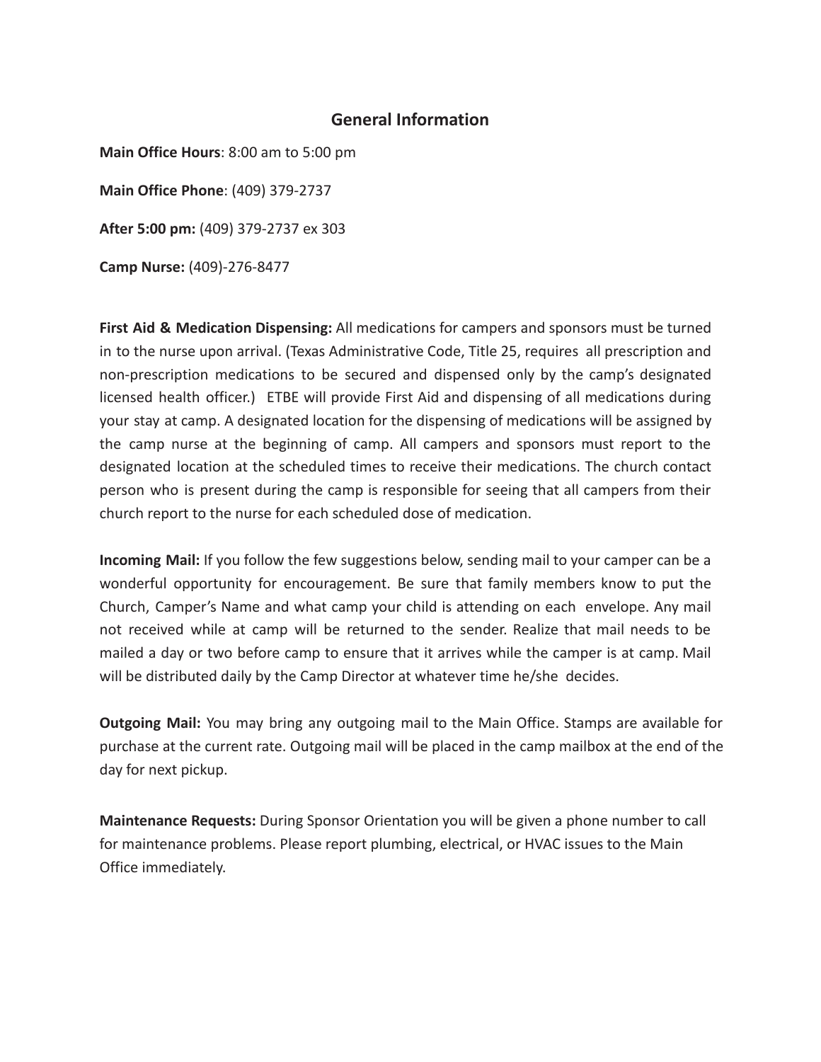## General Information

**Main Office Hours**: 8:00 am to 5:00 pm

**Main Office Phone**: (409) 379-2737

**After 5:00 pm:** (409) 379-2737 ex 303

**Camp Nurse:** (409)-276-8477

**First Aid & Medication Dispensing:** All medications for campers and sponsors must be turned in to the nurse upon arrival. (Texas Administrative Code, Title 25, requires all prescription and non-prescription medications to be secured and dispensed only by the camp's designated licensed health officer.) ETBE will provide First Aid and dispensing of all medications during your stay at camp. A designated location for the dispensing of medications will be assigned by the camp nurse at the beginning of camp. All campers and sponsors must report to the designated location at the scheduled times to receive their medications. The church contact person who is present during the camp is responsible for seeing that all campers from their church report to the nurse for each scheduled dose of medication.

**Incoming Mail:** If you follow the few suggestions below, sending mail to your camper can be a wonderful opportunity for encouragement. Be sure that family members know to put the Church, Camper's Name and what camp your child is attending on each envelope. Any mail not received while at camp will be returned to the sender. Realize that mail needs to be mailed a day or two before camp to ensure that it arrives while the camper is at camp. Mail will be distributed daily by the Camp Director at whatever time he/she decides.

**Outgoing Mail:** You may bring any outgoing mail to the Main Office. Stamps are available for purchase at the current rate. Outgoing mail will be placed in the camp mailbox at the end of the day for next pickup.

**Maintenance Requests:** During Sponsor Orientation you will be given a phone number to call for maintenance problems. Please report plumbing, electrical, or HVAC issues to the Main Office immediately.